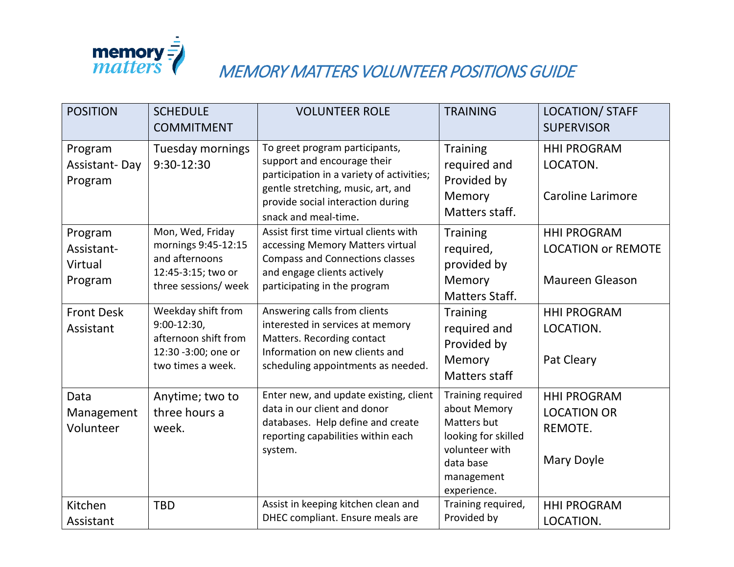# MEMORY MATTERS VOLUNTEER POSITIONS GUIDE

| POSITION | SCHEDULE COMMITMENT | VOLUNTEER ROLE | TRAINING | LOCATION/ STAFF SUPERVISOR |
|---|---|---|---|---|
| Program Assistant- Day Program | Tuesday mornings 9:30-12:30 | To greet program participants, support and encourage their participation in a variety of activities; gentle stretching, music, art, and provide social interaction during snack and meal-time. | Training required and Provided by Memory Matters staff. | HHI PROGRAM LOCATON.<br><br>Caroline Larimore |
| Program Assistant- Virtual Program | Mon, Wed, Friday mornings 9:45-12:15 and afternoons 12:45-3:15; two or three sessions/ week | Assist first time virtual clients with accessing Memory Matters virtual Compass and Connections classes and engage clients actively participating in the program | Training required, provided by Memory Matters Staff. | HHI PROGRAM LOCATION or REMOTE<br><br>Maureen Gleason |
| Front Desk Assistant | Weekday shift from 9:00-12:30, afternoon shift from 12:30 -3:00; one or two times a week. | Answering calls from clients interested in services at memory Matters. Recording contact Information on new clients and scheduling appointments as needed. | Training required and Provided by Memory Matters staff | HHI PROGRAM LOCATION.<br><br>Pat Cleary |
| Data Management Volunteer | Anytime; two to three hours a week. | Enter new, and update existing, client data in our client and donor databases. Help define and create reporting capabilities within each system. | Training required about Memory Matters but looking for skilled volunteer with data base management experience. | HHI PROGRAM LOCATION OR REMOTE.<br><br>Mary Doyle |
| Kitchen Assistant | TBD | Assist in keeping kitchen clean and DHEC compliant. Ensure meals are | Training required, Provided by | HHI PROGRAM LOCATION. |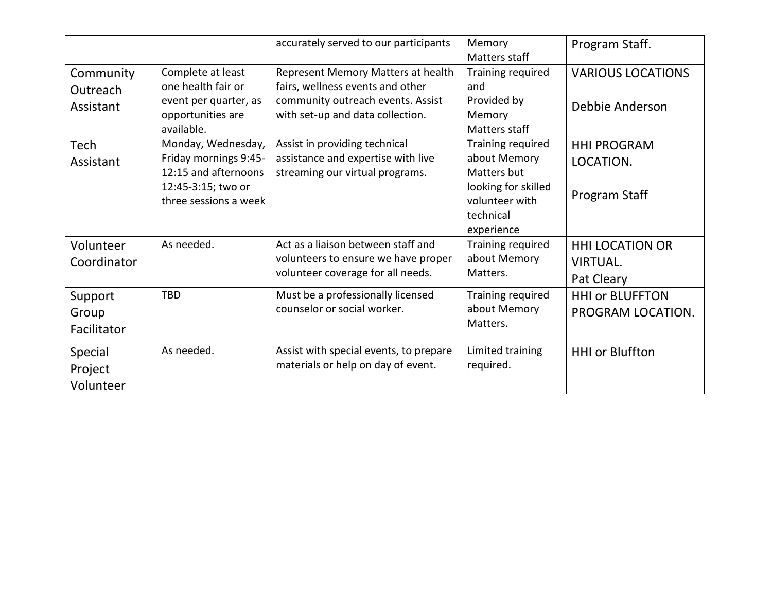| | | | | |
|---|---|---|---|---|
| | | accurately served to our participants | Memory Matters staff | Program Staff. |
| Community Outreach Assistant | Complete at least one health fair or event per quarter, as opportunities are available. | Represent Memory Matters at health fairs, wellness events and other community outreach events. Assist with set-up and data collection. | Training required and Provided by Memory Matters staff | VARIOUS LOCATIONS<br><br>Debbie Anderson |
| Tech Assistant | Monday, Wednesday, Friday mornings 9:45-12:15 and afternoons 12:45-3:15; two or three sessions a week | Assist in providing technical assistance and expertise with live streaming our virtual programs. | Training required about Memory Matters but looking for skilled volunteer with technical experience | HHI PROGRAM LOCATION.<br><br>Program Staff |
| Volunteer Coordinator | As needed. | Act as a liaison between staff and volunteers to ensure we have proper volunteer coverage for all needs. | Training required about Memory Matters. | HHI LOCATION OR VIRTUAL.<br>Pat Cleary |
| Support Group Facilitator | TBD | Must be a professionally licensed counselor or social worker. | Training required about Memory Matters. | HHI or BLUFFTON PROGRAM LOCATION. |
| Special Project Volunteer | As needed. | Assist with special events, to prepare materials or help on day of event. | Limited training required. | HHI or Bluffton |